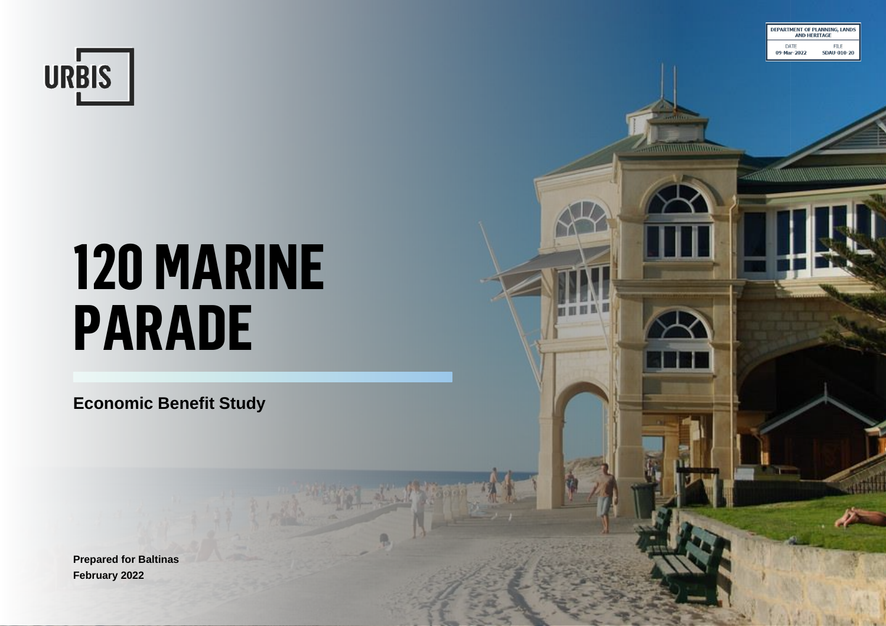DEPARTMENT OF PLANNING, LANDS AND HERITAGE

DATE 09-Mar-2022 FILE SDAU-010-20

URBIS

# 120 MARINE PARADE

## Economic Benefit Study

**Prepared for Baltinas**
**February 2022**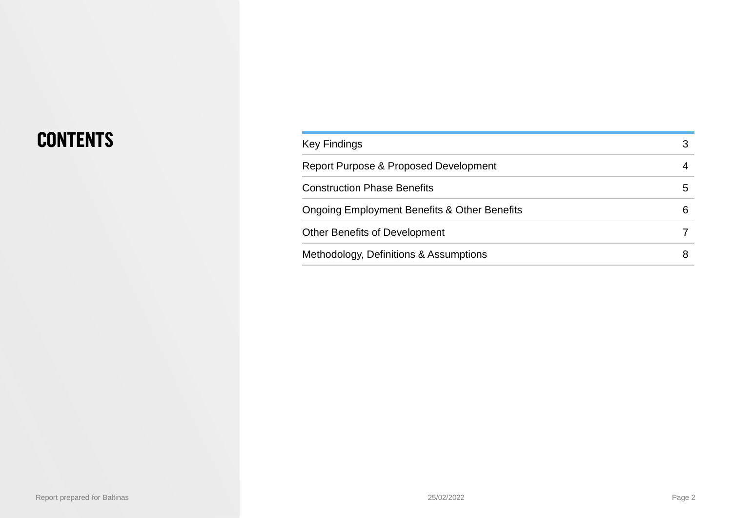# CONTENTS

| | |
|---|---|
| Key Findings | 3 |
| Report Purpose & Proposed Development | 4 |
| Construction Phase Benefits | 5 |
| Ongoing Employment Benefits & Other Benefits | 6 |
| Other Benefits of Development | 7 |
| Methodology, Definitions & Assumptions | 8 |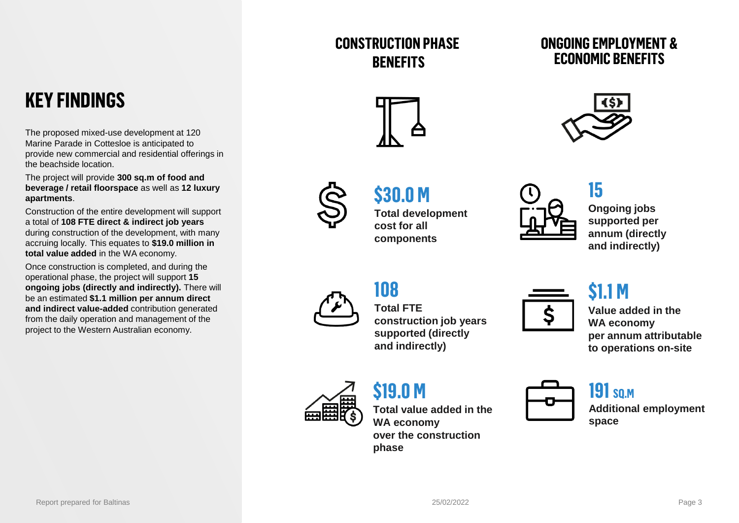# KEY FINDINGS

The proposed mixed-use development at 120 Marine Parade in Cottesloe is anticipated to provide new commercial and residential offerings in the beachside location.

The project will provide **300 sq.m of food and beverage / retail floorspace** as well as **12 luxury apartments**.

Construction of the entire development will support a total of **108 FTE direct & indirect job years** during construction of the development, with many accruing locally. This equates to **$19.0 million in total value added** in the WA economy.

Once construction is completed, and during the operational phase, the project will support **15 ongoing jobs (directly and indirectly).** There will be an estimated **$1.1 million per annum direct and indirect value-added** contribution generated from the daily operation and management of the project to the Western Australian economy.

## CONSTRUCTION PHASE BENEFITS

**$30.0 M**
**Total development cost for all components**

**108**
**Total FTE construction job years supported (directly and indirectly)**

**$19.0 M**
**Total value added in the WA economy over the construction phase**

## ONGOING EMPLOYMENT & ECONOMIC BENEFITS

**15**
**Ongoing jobs supported per annum (directly and indirectly)**

**$1.1 M**
**Value added in the WA economy per annum attributable to operations on-site**

**191 SQ.M**
**Additional employment space**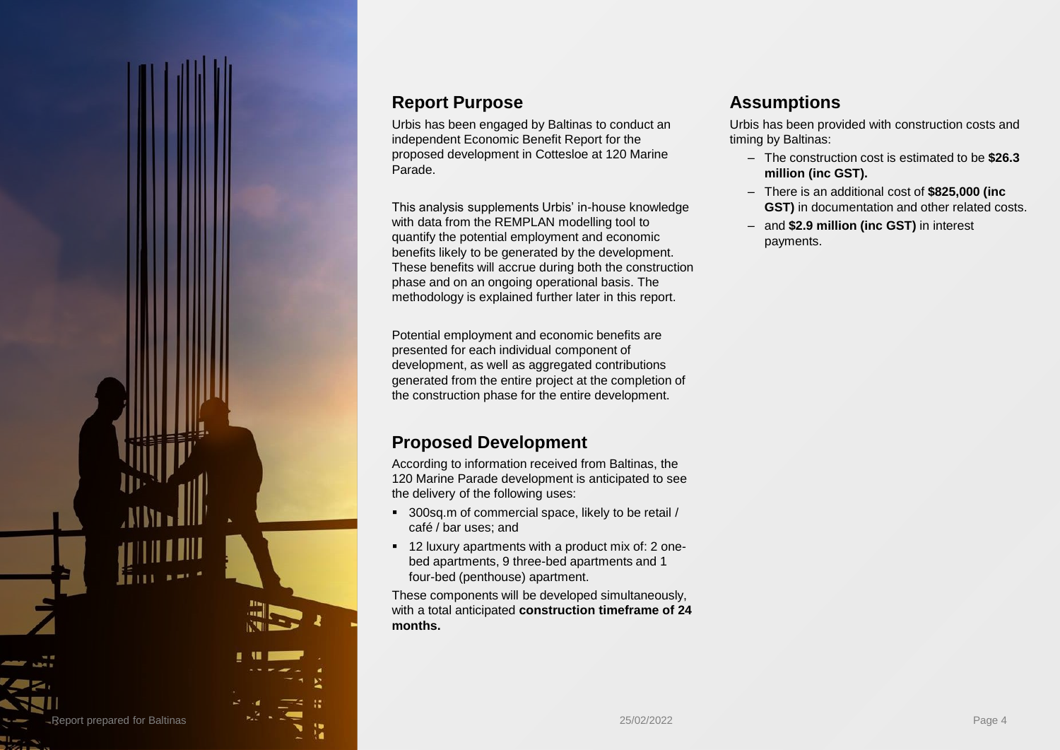## Report Purpose

Urbis has been engaged by Baltinas to conduct an independent Economic Benefit Report for the proposed development in Cottesloe at 120 Marine Parade.

This analysis supplements Urbis' in-house knowledge with data from the REMPLAN modelling tool to quantify the potential employment and economic benefits likely to be generated by the development. These benefits will accrue during both the construction phase and on an ongoing operational basis. The methodology is explained further later in this report.

Potential employment and economic benefits are presented for each individual component of development, as well as aggregated contributions generated from the entire project at the completion of the construction phase for the entire development.

## Proposed Development

According to information received from Baltinas, the 120 Marine Parade development is anticipated to see the delivery of the following uses:

- 300sq.m of commercial space, likely to be retail / café / bar uses; and
- 12 luxury apartments with a product mix of: 2 one-bed apartments, 9 three-bed apartments and 1 four-bed (penthouse) apartment.

These components will be developed simultaneously, with a total anticipated **construction timeframe of 24 months.**

## Assumptions

Urbis has been provided with construction costs and timing by Baltinas:

- The construction cost is estimated to be **$26.3 million (inc GST).**
- There is an additional cost of **$825,000 (inc GST)** in documentation and other related costs.
- and **$2.9 million (inc GST)** in interest payments.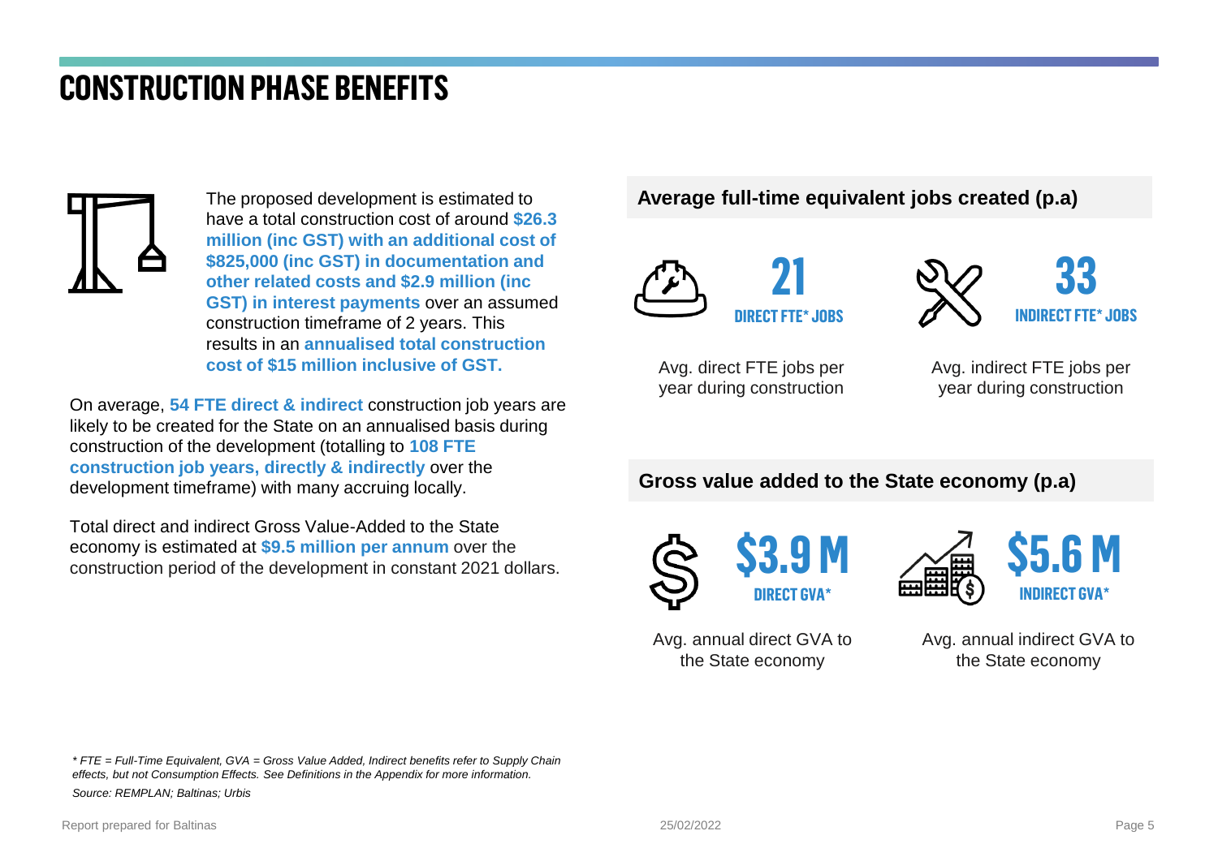# CONSTRUCTION PHASE BENEFITS

The proposed development is estimated to have a total construction cost of around **$26.3 million (inc GST) with an additional cost of $825,000 (inc GST) in documentation and other related costs and $2.9 million (inc GST) in interest payments** over an assumed construction timeframe of 2 years. This results in an **annualised total construction cost of $15 million inclusive of GST.**

On average, **54 FTE direct & indirect** construction job years are likely to be created for the State on an annualised basis during construction of the development (totalling to **108 FTE construction job years, directly & indirectly** over the development timeframe) with many accruing locally.

Total direct and indirect Gross Value-Added to the State economy is estimated at **$9.5 million per annum** over the construction period of the development in constant 2021 dollars.

## Average full-time equivalent jobs created (p.a)

**21**
**DIRECT FTE* JOBS**

Avg. direct FTE jobs per year during construction

**33**
**INDIRECT FTE* JOBS**

Avg. indirect FTE jobs per year during construction

## Gross value added to the State economy (p.a)

**$3.9 M**
**DIRECT GVA***

Avg. annual direct GVA to the State economy

**$5.6 M**
**INDIRECT GVA***

Avg. annual indirect GVA to the State economy

*\* FTE = Full-Time Equivalent, GVA = Gross Value Added, Indirect benefits refer to Supply Chain effects, but not Consumption Effects. See Definitions in the Appendix for more information.*

*Source: REMPLAN; Baltinas; Urbis*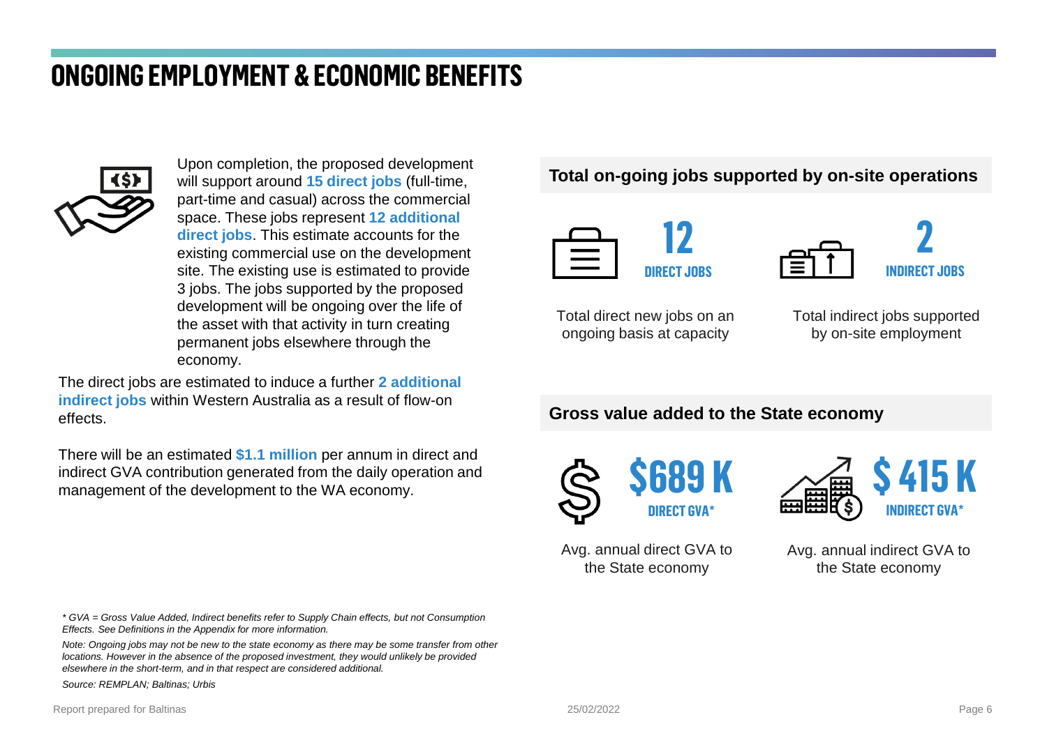# ONGOING EMPLOYMENT & ECONOMIC BENEFITS

Upon completion, the proposed development will support around **15 direct jobs** (full-time, part-time and casual) across the commercial space. These jobs represent **12 additional direct jobs**. This estimate accounts for the existing commercial use on the development site. The existing use is estimated to provide 3 jobs. The jobs supported by the proposed development will be ongoing over the life of the asset with that activity in turn creating permanent jobs elsewhere through the economy.

The direct jobs are estimated to induce a further **2 additional indirect jobs** within Western Australia as a result of flow-on effects.

There will be an estimated **$1.1 million** per annum in direct and indirect GVA contribution generated from the daily operation and management of the development to the WA economy.

### Total on-going jobs supported by on-site operations

**12**
**DIRECT JOBS**

Total direct new jobs on an ongoing basis at capacity

**2**
**INDIRECT JOBS**

Total indirect jobs supported by on-site employment

### Gross value added to the State economy

**$689 K**
**DIRECT GVA***

Avg. annual direct GVA to the State economy

**$ 415 K**
**INDIRECT GVA***

Avg. annual indirect GVA to the State economy

*\* GVA = Gross Value Added, Indirect benefits refer to Supply Chain effects, but not Consumption Effects. See Definitions in the Appendix for more information.*

*Note: Ongoing jobs may not be new to the state economy as there may be some transfer from other locations. However in the absence of the proposed investment, they would unlikely be provided elsewhere in the short-term, and in that respect are considered additional.*

*Source: REMPLAN; Baltinas; Urbis*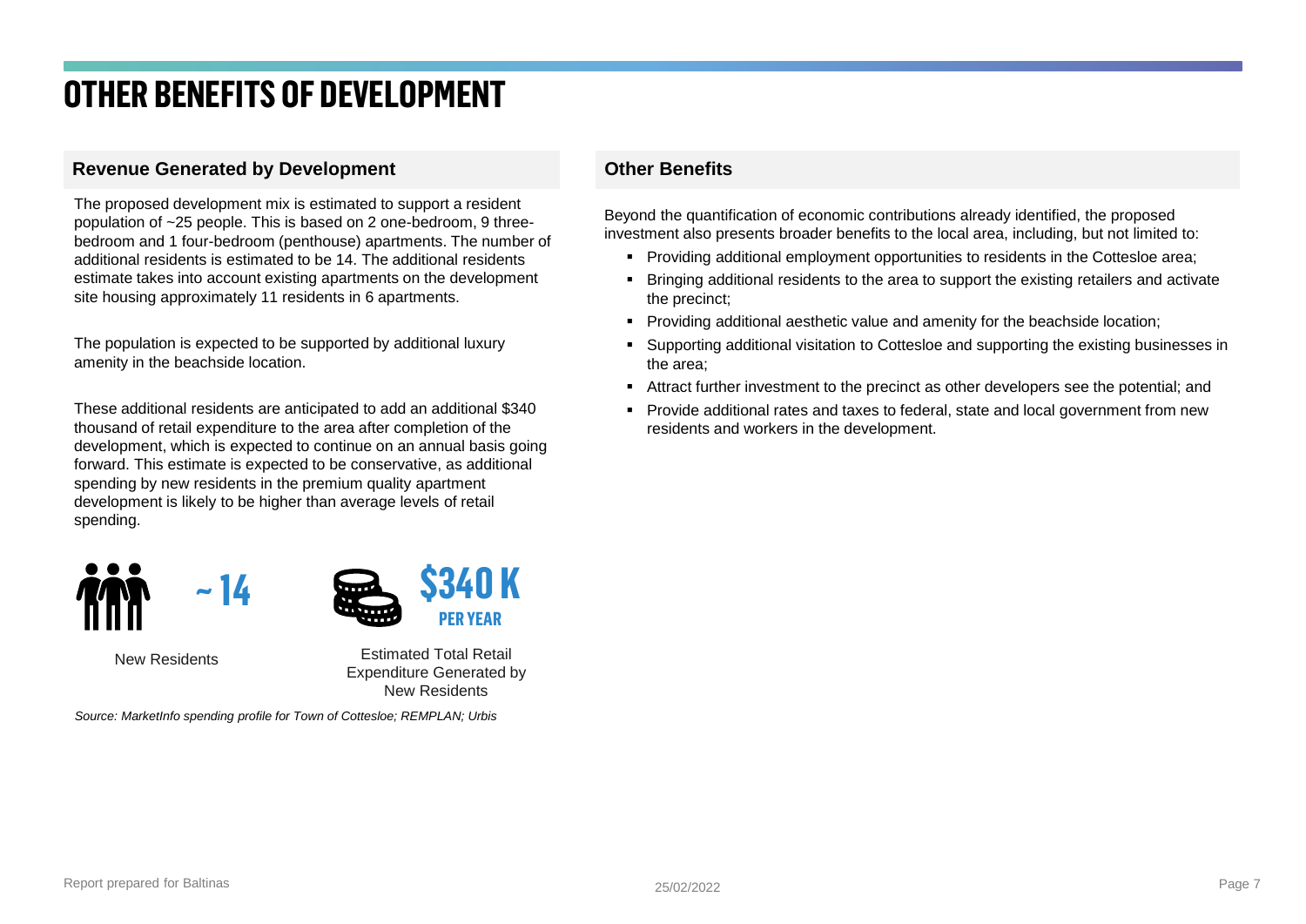# OTHER BENEFITS OF DEVELOPMENT

## Revenue Generated by Development

The proposed development mix is estimated to support a resident population of ~25 people. This is based on 2 one-bedroom, 9 three-bedroom and 1 four-bedroom (penthouse) apartments. The number of additional residents is estimated to be 14. The additional residents estimate takes into account existing apartments on the development site housing approximately 11 residents in 6 apartments.

The population is expected to be supported by additional luxury amenity in the beachside location.

These additional residents are anticipated to add an additional $340 thousand of retail expenditure to the area after completion of the development, which is expected to continue on an annual basis going forward. This estimate is expected to be conservative, as additional spending by new residents in the premium quality apartment development is likely to be higher than average levels of retail spending.

**~ 14**

New Residents

**$340 K PER YEAR**

Estimated Total Retail Expenditure Generated by New Residents

*Source: MarketInfo spending profile for Town of Cottesloe; REMPLAN; Urbis*

## Other Benefits

Beyond the quantification of economic contributions already identified, the proposed investment also presents broader benefits to the local area, including, but not limited to:

- Providing additional employment opportunities to residents in the Cottesloe area;
- Bringing additional residents to the area to support the existing retailers and activate the precinct;
- Providing additional aesthetic value and amenity for the beachside location;
- Supporting additional visitation to Cottesloe and supporting the existing businesses in the area;
- Attract further investment to the precinct as other developers see the potential; and
- Provide additional rates and taxes to federal, state and local government from new residents and workers in the development.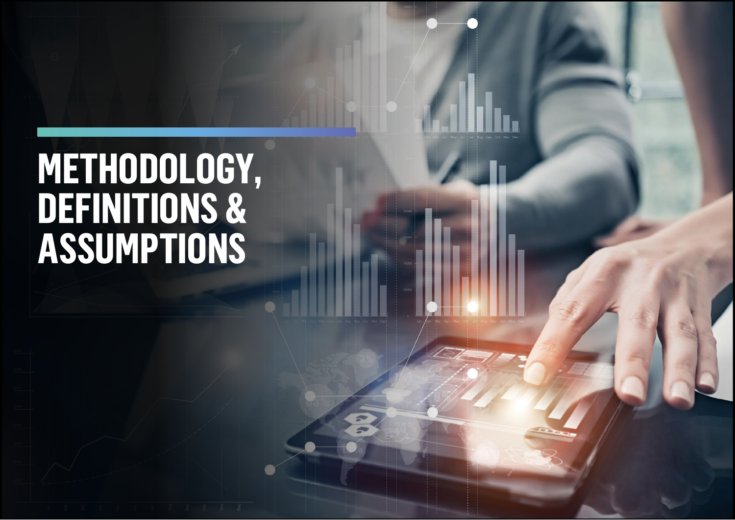# METHODOLOGY, DEFINITIONS & ASSUMPTIONS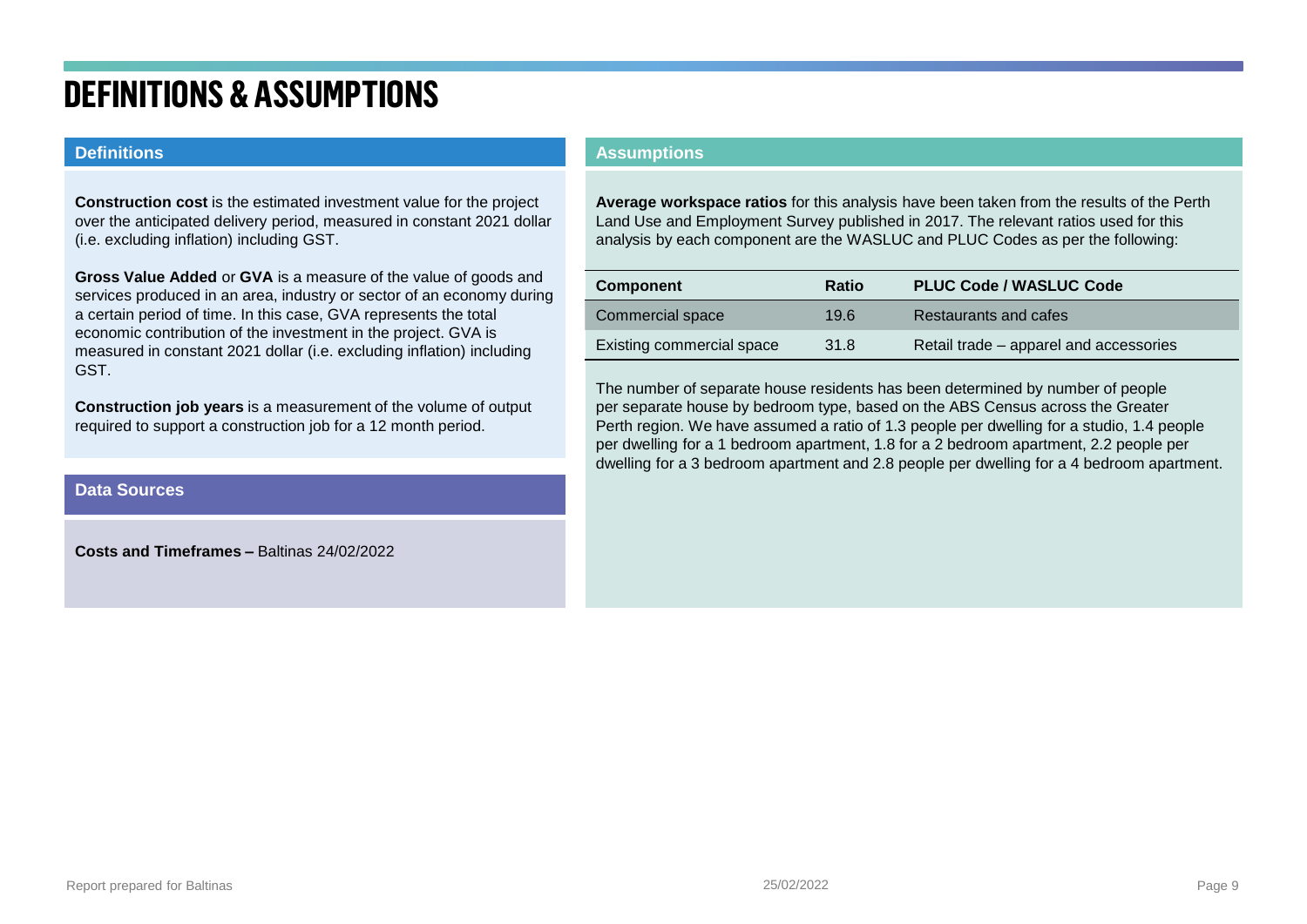# DEFINITIONS & ASSUMPTIONS

## Definitions

**Construction cost** is the estimated investment value for the project over the anticipated delivery period, measured in constant 2021 dollar (i.e. excluding inflation) including GST.

**Gross Value Added** or **GVA** is a measure of the value of goods and services produced in an area, industry or sector of an economy during a certain period of time. In this case, GVA represents the total economic contribution of the investment in the project. GVA is measured in constant 2021 dollar (i.e. excluding inflation) including GST.

**Construction job years** is a measurement of the volume of output required to support a construction job for a 12 month period.

## Data Sources

**Costs and Timeframes –** Baltinas 24/02/2022

## Assumptions

**Average workspace ratios** for this analysis have been taken from the results of the Perth Land Use and Employment Survey published in 2017. The relevant ratios used for this analysis by each component are the WASLUC and PLUC Codes as per the following:

| Component | Ratio | PLUC Code / WASLUC Code |
|---|---|---|
| Commercial space | 19.6 | Restaurants and cafes |
| Existing commercial space | 31.8 | Retail trade – apparel and accessories |

The number of separate house residents has been determined by number of people per separate house by bedroom type, based on the ABS Census across the Greater Perth region. We have assumed a ratio of 1.3 people per dwelling for a studio, 1.4 people per dwelling for a 1 bedroom apartment, 1.8 for a 2 bedroom apartment, 2.2 people per dwelling for a 3 bedroom apartment and 2.8 people per dwelling for a 4 bedroom apartment.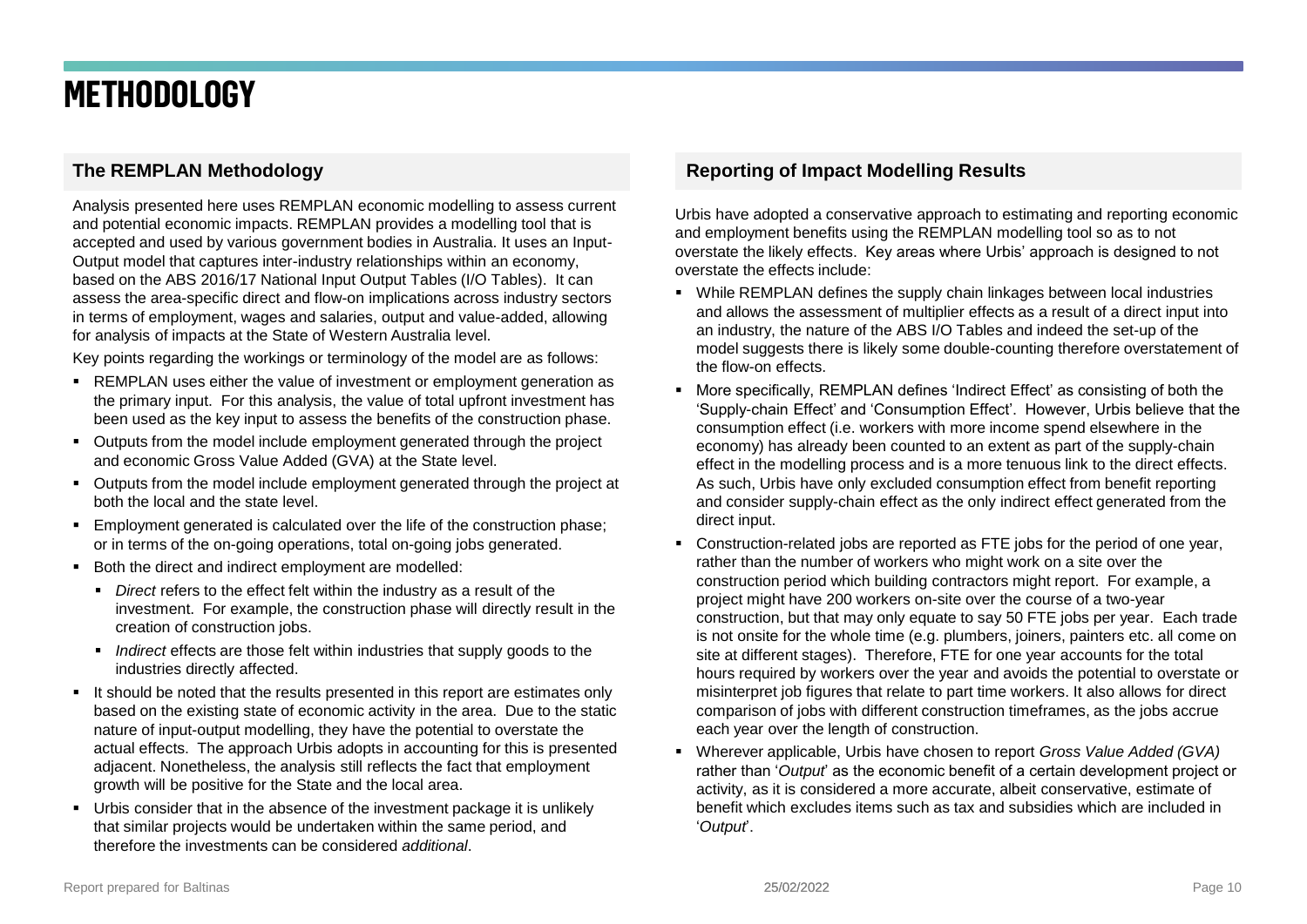# METHODOLOGY

## The REMPLAN Methodology

Analysis presented here uses REMPLAN economic modelling to assess current and potential economic impacts. REMPLAN provides a modelling tool that is accepted and used by various government bodies in Australia. It uses an Input-Output model that captures inter-industry relationships within an economy, based on the ABS 2016/17 National Input Output Tables (I/O Tables). It can assess the area-specific direct and flow-on implications across industry sectors in terms of employment, wages and salaries, output and value-added, allowing for analysis of impacts at the State of Western Australia level.

Key points regarding the workings or terminology of the model are as follows:

- REMPLAN uses either the value of investment or employment generation as the primary input. For this analysis, the value of total upfront investment has been used as the key input to assess the benefits of the construction phase.
- Outputs from the model include employment generated through the project and economic Gross Value Added (GVA) at the State level.
- Outputs from the model include employment generated through the project at both the local and the state level.
- Employment generated is calculated over the life of the construction phase; or in terms of the on-going operations, total on-going jobs generated.
- Both the direct and indirect employment are modelled:
  - *Direct* refers to the effect felt within the industry as a result of the investment. For example, the construction phase will directly result in the creation of construction jobs.
  - *Indirect* effects are those felt within industries that supply goods to the industries directly affected.
- It should be noted that the results presented in this report are estimates only based on the existing state of economic activity in the area. Due to the static nature of input-output modelling, they have the potential to overstate the actual effects. The approach Urbis adopts in accounting for this is presented adjacent. Nonetheless, the analysis still reflects the fact that employment growth will be positive for the State and the local area.
- Urbis consider that in the absence of the investment package it is unlikely that similar projects would be undertaken within the same period, and therefore the investments can be considered *additional*.

## Reporting of Impact Modelling Results

Urbis have adopted a conservative approach to estimating and reporting economic and employment benefits using the REMPLAN modelling tool so as to not overstate the likely effects. Key areas where Urbis' approach is designed to not overstate the effects include:

- While REMPLAN defines the supply chain linkages between local industries and allows the assessment of multiplier effects as a result of a direct input into an industry, the nature of the ABS I/O Tables and indeed the set-up of the model suggests there is likely some double-counting therefore overstatement of the flow-on effects.
- More specifically, REMPLAN defines 'Indirect Effect' as consisting of both the 'Supply-chain Effect' and 'Consumption Effect'. However, Urbis believe that the consumption effect (i.e. workers with more income spend elsewhere in the economy) has already been counted to an extent as part of the supply-chain effect in the modelling process and is a more tenuous link to the direct effects. As such, Urbis have only excluded consumption effect from benefit reporting and consider supply-chain effect as the only indirect effect generated from the direct input.
- Construction-related jobs are reported as FTE jobs for the period of one year, rather than the number of workers who might work on a site over the construction period which building contractors might report. For example, a project might have 200 workers on-site over the course of a two-year construction, but that may only equate to say 50 FTE jobs per year. Each trade is not onsite for the whole time (e.g. plumbers, joiners, painters etc. all come on site at different stages). Therefore, FTE for one year accounts for the total hours required by workers over the year and avoids the potential to overstate or misinterpret job figures that relate to part time workers. It also allows for direct comparison of jobs with different construction timeframes, as the jobs accrue each year over the length of construction.
- Wherever applicable, Urbis have chosen to report *Gross Value Added (GVA)* rather than '*Output*' as the economic benefit of a certain development project or activity, as it is considered a more accurate, albeit conservative, estimate of benefit which excludes items such as tax and subsidies which are included in '*Output*'.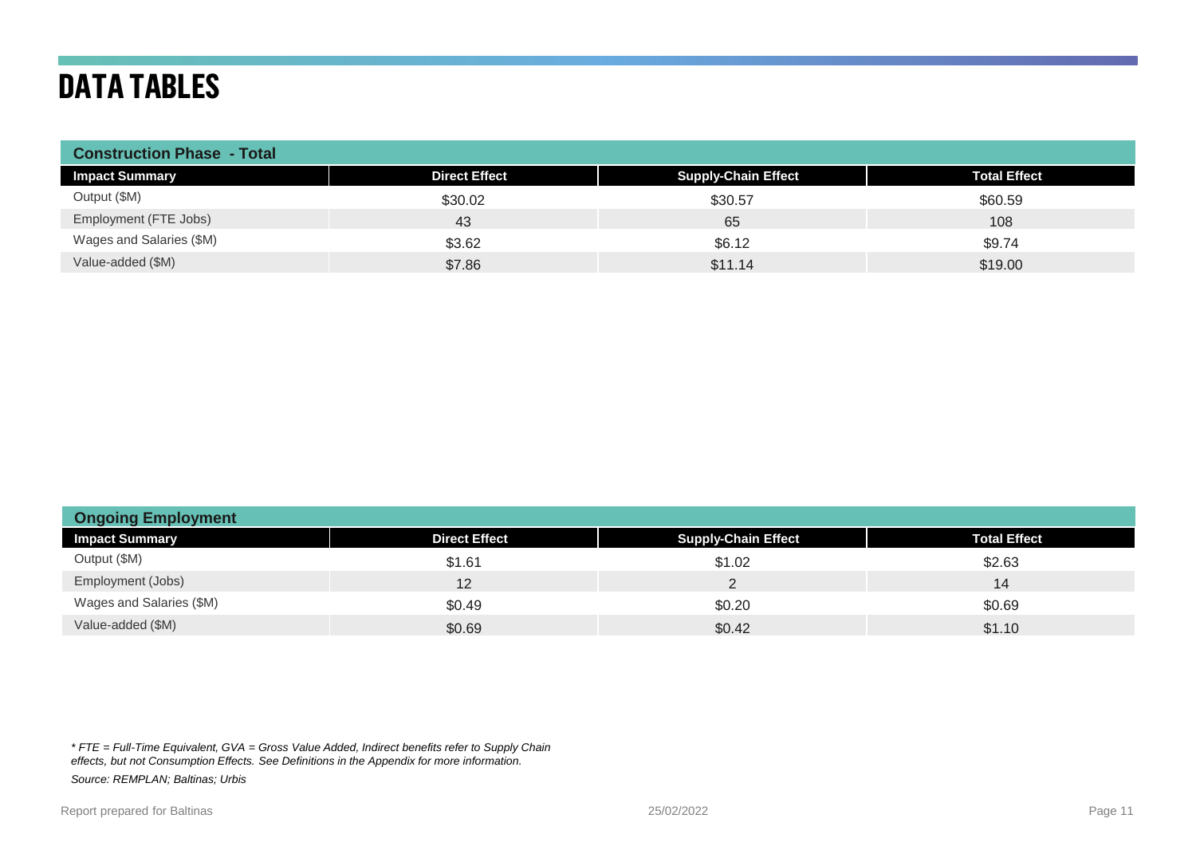# DATA TABLES

| Construction Phase - Total | | | |
|---|---|---|---|
| **Impact Summary** | **Direct Effect** | **Supply-Chain Effect** | **Total Effect** |
| Output ($M) | $30.02 | $30.57 | $60.59 |
| Employment (FTE Jobs) | 43 | 65 | 108 |
| Wages and Salaries ($M) | $3.62 | $6.12 | $9.74 |
| Value-added ($M) | $7.86 | $11.14 | $19.00 |

| Ongoing Employment | | | |
|---|---|---|---|
| **Impact Summary** | **Direct Effect** | **Supply-Chain Effect** | **Total Effect** |
| Output ($M) | $1.61 | $1.02 | $2.63 |
| Employment (Jobs) | 12 | 2 | 14 |
| Wages and Salaries ($M) | $0.49 | $0.20 | $0.69 |
| Value-added ($M) | $0.69 | $0.42 | $1.10 |

*\* FTE = Full-Time Equivalent, GVA = Gross Value Added, Indirect benefits refer to Supply Chain effects, but not Consumption Effects. See Definitions in the Appendix for more information.*

*Source: REMPLAN; Baltinas; Urbis*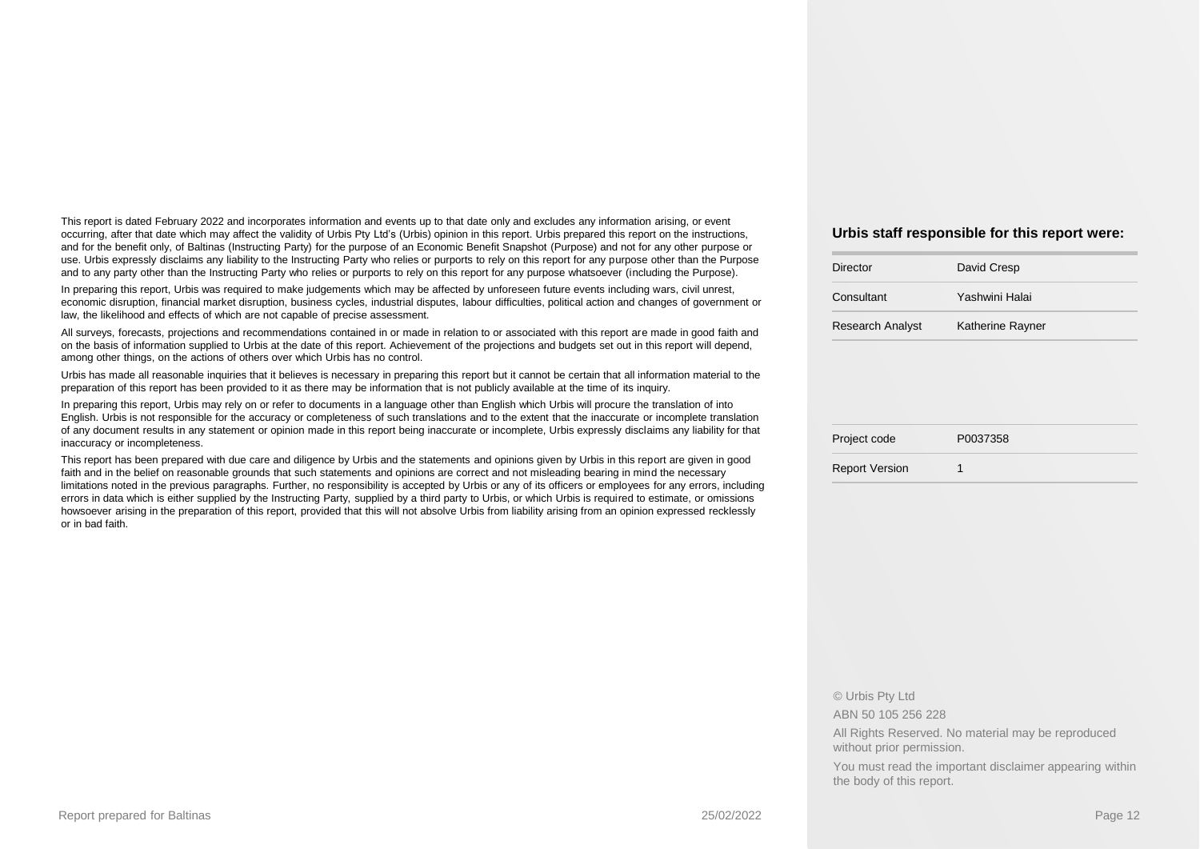This report is dated February 2022 and incorporates information and events up to that date only and excludes any information arising, or event occurring, after that date which may affect the validity of Urbis Pty Ltd's (Urbis) opinion in this report. Urbis prepared this report on the instructions, and for the benefit only, of Baltinas (Instructing Party) for the purpose of an Economic Benefit Snapshot (Purpose) and not for any other purpose or use. Urbis expressly disclaims any liability to the Instructing Party who relies or purports to rely on this report for any purpose other than the Purpose and to any party other than the Instructing Party who relies or purports to rely on this report for any purpose whatsoever (including the Purpose).

In preparing this report, Urbis was required to make judgements which may be affected by unforeseen future events including wars, civil unrest, economic disruption, financial market disruption, business cycles, industrial disputes, labour difficulties, political action and changes of government or law, the likelihood and effects of which are not capable of precise assessment.

All surveys, forecasts, projections and recommendations contained in or made in relation to or associated with this report are made in good faith and on the basis of information supplied to Urbis at the date of this report. Achievement of the projections and budgets set out in this report will depend, among other things, on the actions of others over which Urbis has no control.

Urbis has made all reasonable inquiries that it believes is necessary in preparing this report but it cannot be certain that all information material to the preparation of this report has been provided to it as there may be information that is not publicly available at the time of its inquiry.

In preparing this report, Urbis may rely on or refer to documents in a language other than English which Urbis will procure the translation of into English. Urbis is not responsible for the accuracy or completeness of such translations and to the extent that the inaccurate or incomplete translation of any document results in any statement or opinion made in this report being inaccurate or incomplete, Urbis expressly disclaims any liability for that inaccuracy or incompleteness.

This report has been prepared with due care and diligence by Urbis and the statements and opinions given by Urbis in this report are given in good faith and in the belief on reasonable grounds that such statements and opinions are correct and not misleading bearing in mind the necessary limitations noted in the previous paragraphs. Further, no responsibility is accepted by Urbis or any of its officers or employees for any errors, including errors in data which is either supplied by the Instructing Party, supplied by a third party to Urbis, or which Urbis is required to estimate, or omissions howsoever arising in the preparation of this report, provided that this will not absolve Urbis from liability arising from an opinion expressed recklessly or in bad faith.

**Urbis staff responsible for this report were:**

| | |
|---|---|
| Director | David Cresp |
| Consultant | Yashwini Halai |
| Research Analyst | Katherine Rayner |

| | |
|---|---|
| Project code | P0037358 |
| Report Version | 1 |

© Urbis Pty Ltd

ABN 50 105 256 228

All Rights Reserved. No material may be reproduced without prior permission.

You must read the important disclaimer appearing within the body of this report.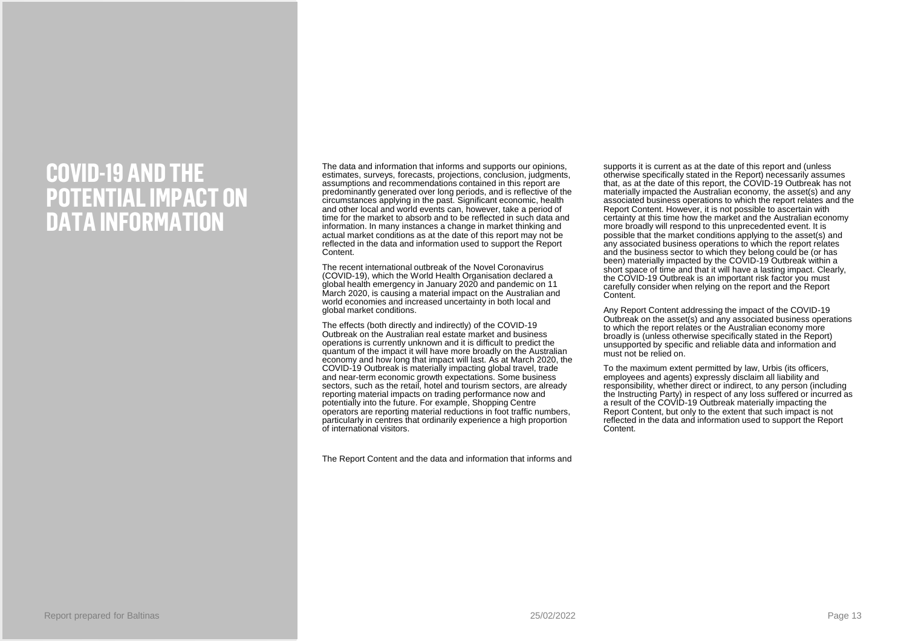# COVID-19 AND THE POTENTIAL IMPACT ON DATA INFORMATION

The data and information that informs and supports our opinions, estimates, surveys, forecasts, projections, conclusion, judgments, assumptions and recommendations contained in this report are predominantly generated over long periods, and is reflective of the circumstances applying in the past. Significant economic, health and other local and world events can, however, take a period of time for the market to absorb and to be reflected in such data and information. In many instances a change in market thinking and actual market conditions as at the date of this report may not be reflected in the data and information used to support the Report Content.

The recent international outbreak of the Novel Coronavirus (COVID-19), which the World Health Organisation declared a global health emergency in January 2020 and pandemic on 11 March 2020, is causing a material impact on the Australian and world economies and increased uncertainty in both local and global market conditions.

The effects (both directly and indirectly) of the COVID-19 Outbreak on the Australian real estate market and business operations is currently unknown and it is difficult to predict the quantum of the impact it will have more broadly on the Australian economy and how long that impact will last. As at March 2020, the COVID-19 Outbreak is materially impacting global travel, trade and near-term economic growth expectations. Some business sectors, such as the retail, hotel and tourism sectors, are already reporting material impacts on trading performance now and potentially into the future. For example, Shopping Centre operators are reporting material reductions in foot traffic numbers, particularly in centres that ordinarily experience a high proportion of international visitors.

The Report Content and the data and information that informs and supports it is current as at the date of this report and (unless otherwise specifically stated in the Report) necessarily assumes that, as at the date of this report, the COVID-19 Outbreak has not materially impacted the Australian economy, the asset(s) and any associated business operations to which the report relates and the Report Content. However, it is not possible to ascertain with certainty at this time how the market and the Australian economy more broadly will respond to this unprecedented event. It is possible that the market conditions applying to the asset(s) and any associated business operations to which the report relates and the business sector to which they belong could be (or has been) materially impacted by the COVID-19 Outbreak within a short space of time and that it will have a lasting impact. Clearly, the COVID-19 Outbreak is an important risk factor you must carefully consider when relying on the report and the Report Content.

Any Report Content addressing the impact of the COVID-19 Outbreak on the asset(s) and any associated business operations to which the report relates or the Australian economy more broadly is (unless otherwise specifically stated in the Report) unsupported by specific and reliable data and information and must not be relied on.

To the maximum extent permitted by law, Urbis (its officers, employees and agents) expressly disclaim all liability and responsibility, whether direct or indirect, to any person (including the Instructing Party) in respect of any loss suffered or incurred as a result of the COVID-19 Outbreak materially impacting the Report Content, but only to the extent that such impact is not reflected in the data and information used to support the Report Content.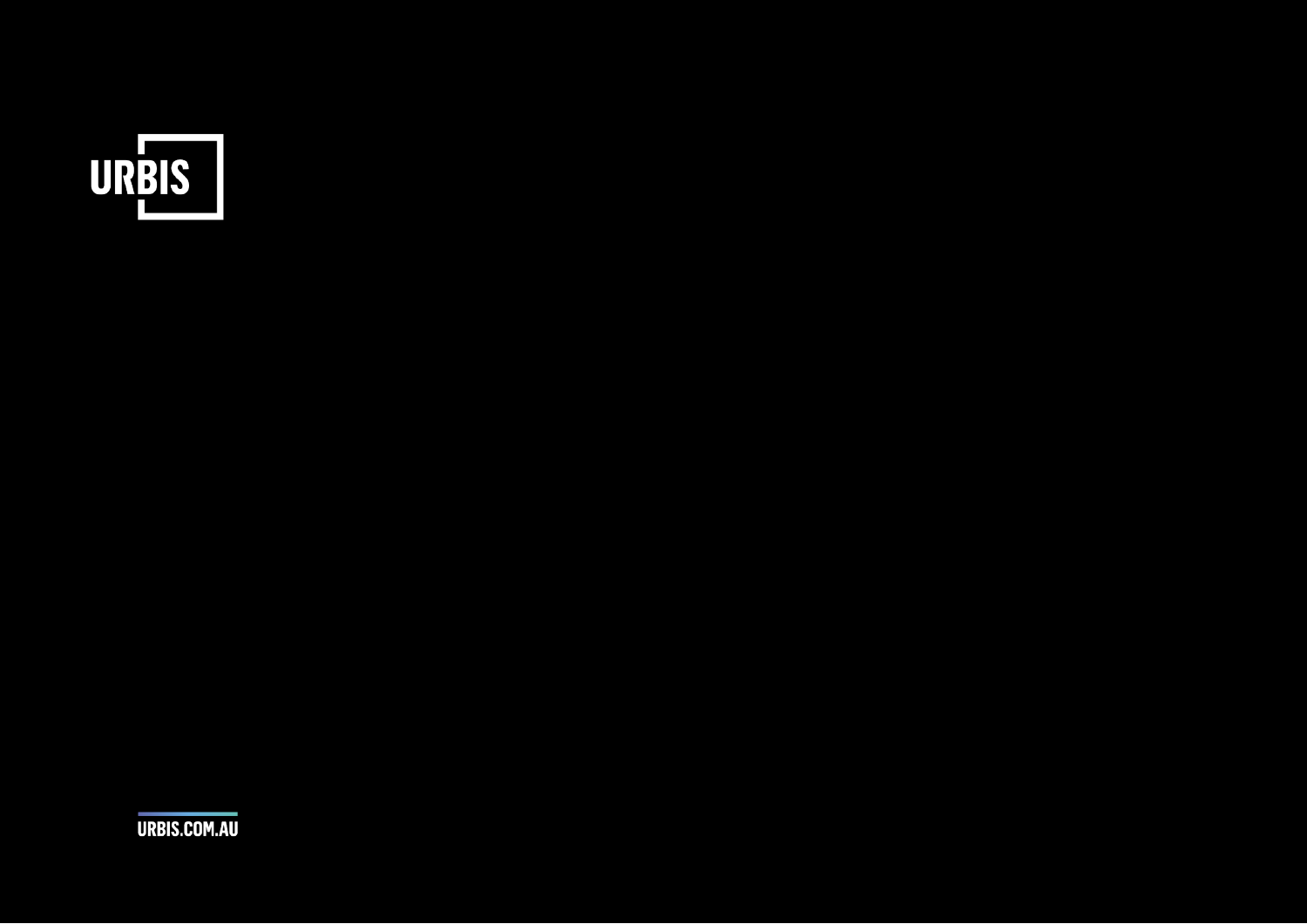URBIS

URBIS.COM.AU